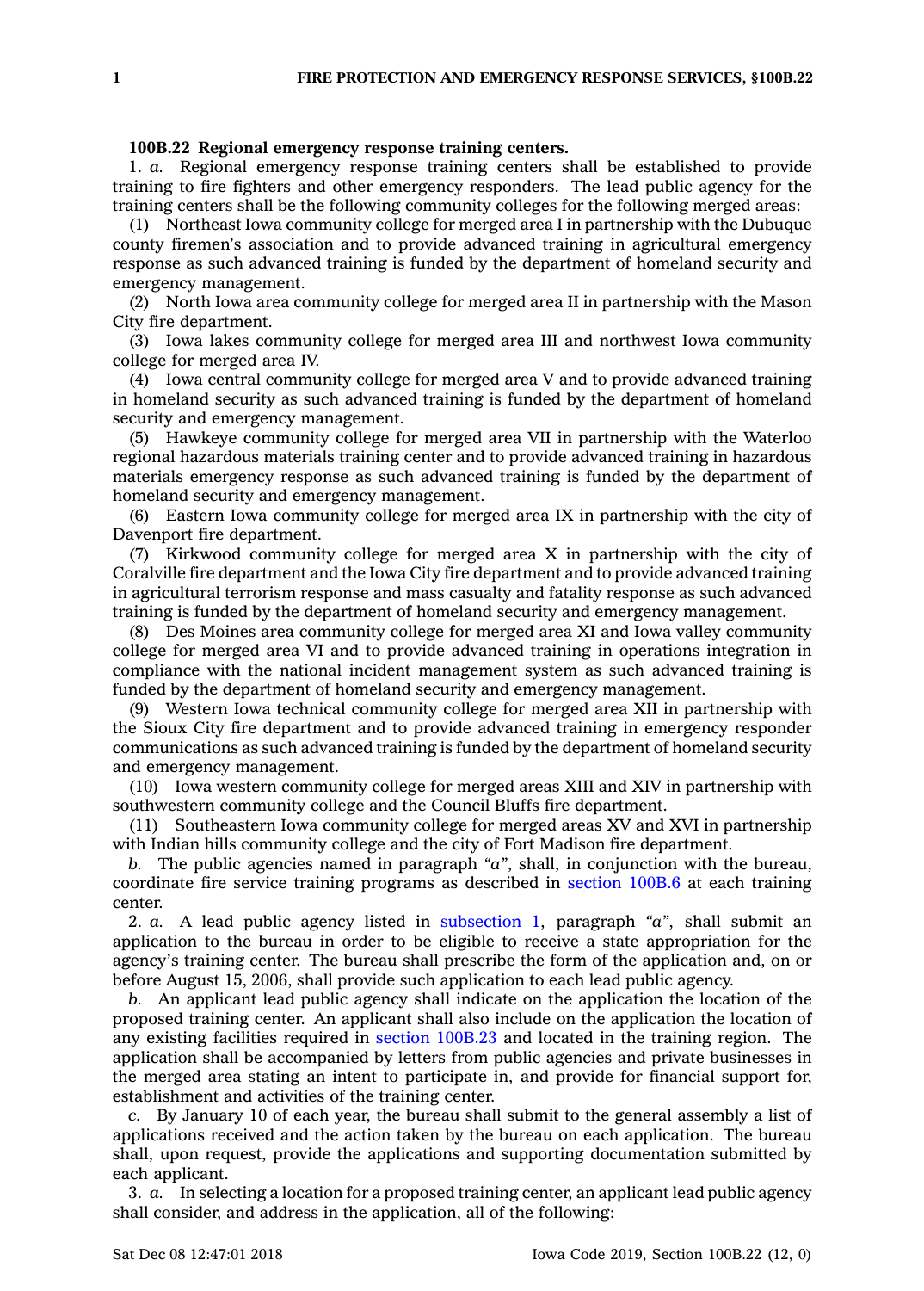**100B.22 Regional emergency response training centers.**

1. *a.* Regional emergency response training centers shall be established to provide training to fire fighters and other emergency responders. The lead public agency for the training centers shall be the following community colleges for the following merged areas:

(1) Northeast Iowa community college for merged area I in partnership with the Dubuque county firemen's association and to provide advanced training in agricultural emergency response as such advanced training is funded by the department of homeland security and emergency management.

(2) North Iowa area community college for merged area II in partnership with the Mason City fire department.

(3) Iowa lakes community college for merged area III and northwest Iowa community college for merged area IV.

(4) Iowa central community college for merged area V and to provide advanced training in homeland security as such advanced training is funded by the department of homeland security and emergency management.

(5) Hawkeye community college for merged area VII in partnership with the Waterloo regional hazardous materials training center and to provide advanced training in hazardous materials emergency response as such advanced training is funded by the department of homeland security and emergency management.

(6) Eastern Iowa community college for merged area IX in partnership with the city of Davenport fire department.

(7) Kirkwood community college for merged area X in partnership with the city of Coralville fire department and the Iowa City fire department and to provide advanced training in agricultural terrorism response and mass casualty and fatality response as such advanced training is funded by the department of homeland security and emergency management.

(8) Des Moines area community college for merged area XI and Iowa valley community college for merged area VI and to provide advanced training in operations integration in compliance with the national incident management system as such advanced training is funded by the department of homeland security and emergency management.

(9) Western Iowa technical community college for merged area XII in partnership with the Sioux City fire department and to provide advanced training in emergency responder communications as such advanced training is funded by the department of homeland security and emergency management.

(10) Iowa western community college for merged areas XIII and XIV in partnership with southwestern community college and the Council Bluffs fire department.

(11) Southeastern Iowa community college for merged areas XV and XVI in partnership with Indian hills community college and the city of Fort Madison fire department.

*b.* The public agencies named in paragraph *"a"*, shall, in conjunction with the bureau, coordinate fire service training programs as described in section 100B.6 at each training center.

2. *a.* A lead public agency listed in subsection 1, paragraph *"a"*, shall submit an application to the bureau in order to be eligible to receive a state appropriation for the agency's training center. The bureau shall prescribe the form of the application and, on or before August 15, 2006, shall provide such application to each lead public agency.

*b.* An applicant lead public agency shall indicate on the application the location of the proposed training center. An applicant shall also include on the application the location of any existing facilities required in section 100B.23 and located in the training region. The application shall be accompanied by letters from public agencies and private businesses in the merged area stating an intent to participate in, and provide for financial support for, establishment and activities of the training center.

*c.* By January 10 of each year, the bureau shall submit to the general assembly a list of applications received and the action taken by the bureau on each application. The bureau shall, upon request, provide the applications and supporting documentation submitted by each applicant.

3. *a.* In selecting a location for a proposed training center, an applicant lead public agency shall consider, and address in the application, all of the following: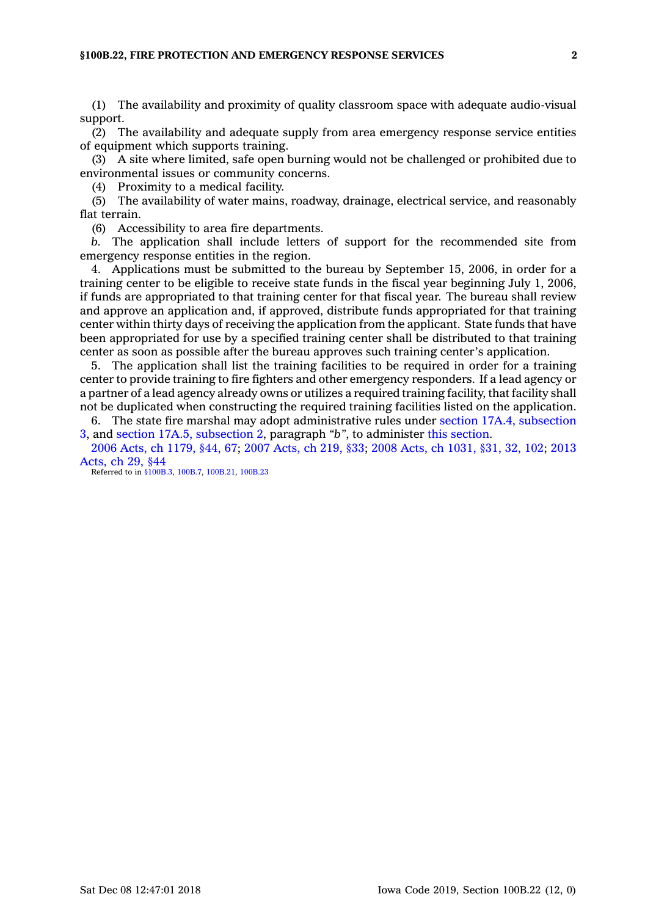(1) The availability and proximity of quality classroom space with adequate audio-visual support.

(2) The availability and adequate supply from area emergency response service entities of equipment which supports training.

(3) A site where limited, safe open burning would not be challenged or prohibited due to environmental issues or community concerns.

(4) Proximity to a medical facility.

(5) The availability of water mains, roadway, drainage, electrical service, and reasonably flat terrain.

(6) Accessibility to area fire departments.

*b.* The application shall include letters of support for the recommended site from emergency response entities in the region.

4. Applications must be submitted to the bureau by September 15, 2006, in order for a training center to be eligible to receive state funds in the fiscal year beginning July 1, 2006, if funds are appropriated to that training center for that fiscal year. The bureau shall review and approve an application and, if approved, distribute funds appropriated for that training center within thirty days of receiving the application from the applicant. State funds that have been appropriated for use by a specified training center shall be distributed to that training center as soon as possible after the bureau approves such training center's application.

5. The application shall list the training facilities to be required in order for a training center to provide training to fire fighters and other emergency responders. If a lead agency or a partner of a lead agency already owns or utilizes a required training facility, that facility shall not be duplicated when constructing the required training facilities listed on the application.

6. The state fire marshal may adopt administrative rules under section 17A.4, subsection 3, and section 17A.5, subsection 2, paragraph *"b"*, to administer this section.

2006 Acts, ch 1179, §44, 67; 2007 Acts, ch 219, §33; 2008 Acts, ch 1031, §31, 32, 102; 2013 Acts, ch 29, §44

Referred to in §100B.3, 100B.7, 100B.21, 100B.23